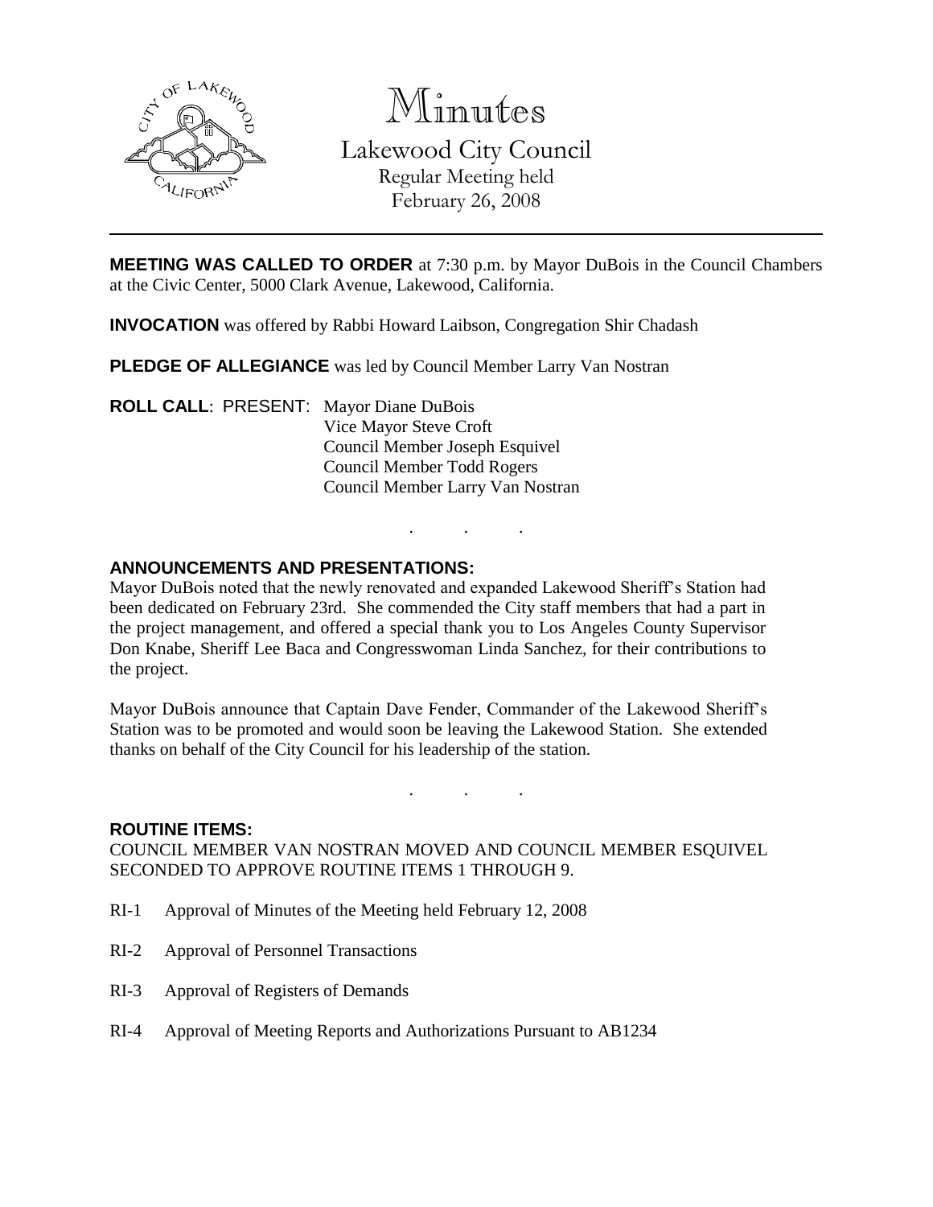# Minutes

## Lakewood City Council

Regular Meeting held
February 26, 2008

---

**MEETING WAS CALLED TO ORDER** at 7:30 p.m. by Mayor DuBois in the Council Chambers at the Civic Center, 5000 Clark Avenue, Lakewood, California.

**INVOCATION** was offered by Rabbi Howard Laibson, Congregation Shir Chadash

**PLEDGE OF ALLEGIANCE** was led by Council Member Larry Van Nostran

**ROLL CALL**: PRESENT: Mayor Diane DuBois
Vice Mayor Steve Croft
Council Member Joseph Esquivel
Council Member Todd Rogers
Council Member Larry Van Nostran

. . .

**ANNOUNCEMENTS AND PRESENTATIONS:**

Mayor DuBois noted that the newly renovated and expanded Lakewood Sheriff's Station had been dedicated on February 23rd. She commended the City staff members that had a part in the project management, and offered a special thank you to Los Angeles County Supervisor Don Knabe, Sheriff Lee Baca and Congresswoman Linda Sanchez, for their contributions to the project.

Mayor DuBois announce that Captain Dave Fender, Commander of the Lakewood Sheriff's Station was to be promoted and would soon be leaving the Lakewood Station. She extended thanks on behalf of the City Council for his leadership of the station.

. . .

**ROUTINE ITEMS:**

COUNCIL MEMBER VAN NOSTRAN MOVED AND COUNCIL MEMBER ESQUIVEL SECONDED TO APPROVE ROUTINE ITEMS 1 THROUGH 9.

RI-1 Approval of Minutes of the Meeting held February 12, 2008

RI-2 Approval of Personnel Transactions

RI-3 Approval of Registers of Demands

RI-4 Approval of Meeting Reports and Authorizations Pursuant to AB1234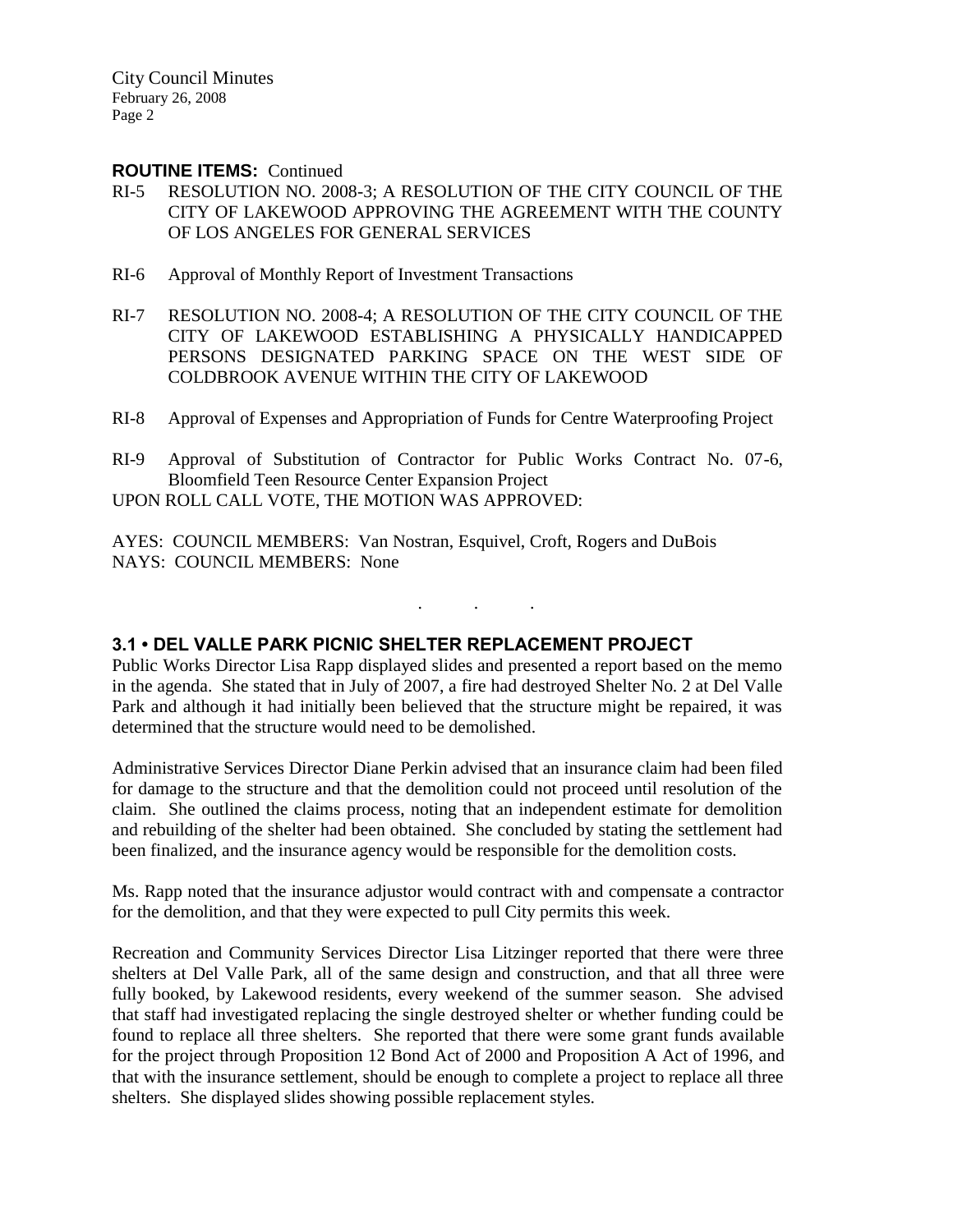**ROUTINE ITEMS:** Continued

RI-5 RESOLUTION NO. 2008-3; A RESOLUTION OF THE CITY COUNCIL OF THE CITY OF LAKEWOOD APPROVING THE AGREEMENT WITH THE COUNTY OF LOS ANGELES FOR GENERAL SERVICES

RI-6 Approval of Monthly Report of Investment Transactions

RI-7 RESOLUTION NO. 2008-4; A RESOLUTION OF THE CITY COUNCIL OF THE CITY OF LAKEWOOD ESTABLISHING A PHYSICALLY HANDICAPPED PERSONS DESIGNATED PARKING SPACE ON THE WEST SIDE OF COLDBROOK AVENUE WITHIN THE CITY OF LAKEWOOD

RI-8 Approval of Expenses and Appropriation of Funds for Centre Waterproofing Project

RI-9 Approval of Substitution of Contractor for Public Works Contract No. 07-6, Bloomfield Teen Resource Center Expansion Project

UPON ROLL CALL VOTE, THE MOTION WAS APPROVED:

AYES: COUNCIL MEMBERS: Van Nostran, Esquivel, Croft, Rogers and DuBois
NAYS: COUNCIL MEMBERS: None

. . .

### 3.1 • DEL VALLE PARK PICNIC SHELTER REPLACEMENT PROJECT

Public Works Director Lisa Rapp displayed slides and presented a report based on the memo in the agenda. She stated that in July of 2007, a fire had destroyed Shelter No. 2 at Del Valle Park and although it had initially been believed that the structure might be repaired, it was determined that the structure would need to be demolished.

Administrative Services Director Diane Perkin advised that an insurance claim had been filed for damage to the structure and that the demolition could not proceed until resolution of the claim. She outlined the claims process, noting that an independent estimate for demolition and rebuilding of the shelter had been obtained. She concluded by stating the settlement had been finalized, and the insurance agency would be responsible for the demolition costs.

Ms. Rapp noted that the insurance adjustor would contract with and compensate a contractor for the demolition, and that they were expected to pull City permits this week.

Recreation and Community Services Director Lisa Litzinger reported that there were three shelters at Del Valle Park, all of the same design and construction, and that all three were fully booked, by Lakewood residents, every weekend of the summer season. She advised that staff had investigated replacing the single destroyed shelter or whether funding could be found to replace all three shelters. She reported that there were some grant funds available for the project through Proposition 12 Bond Act of 2000 and Proposition A Act of 1996, and that with the insurance settlement, should be enough to complete a project to replace all three shelters. She displayed slides showing possible replacement styles.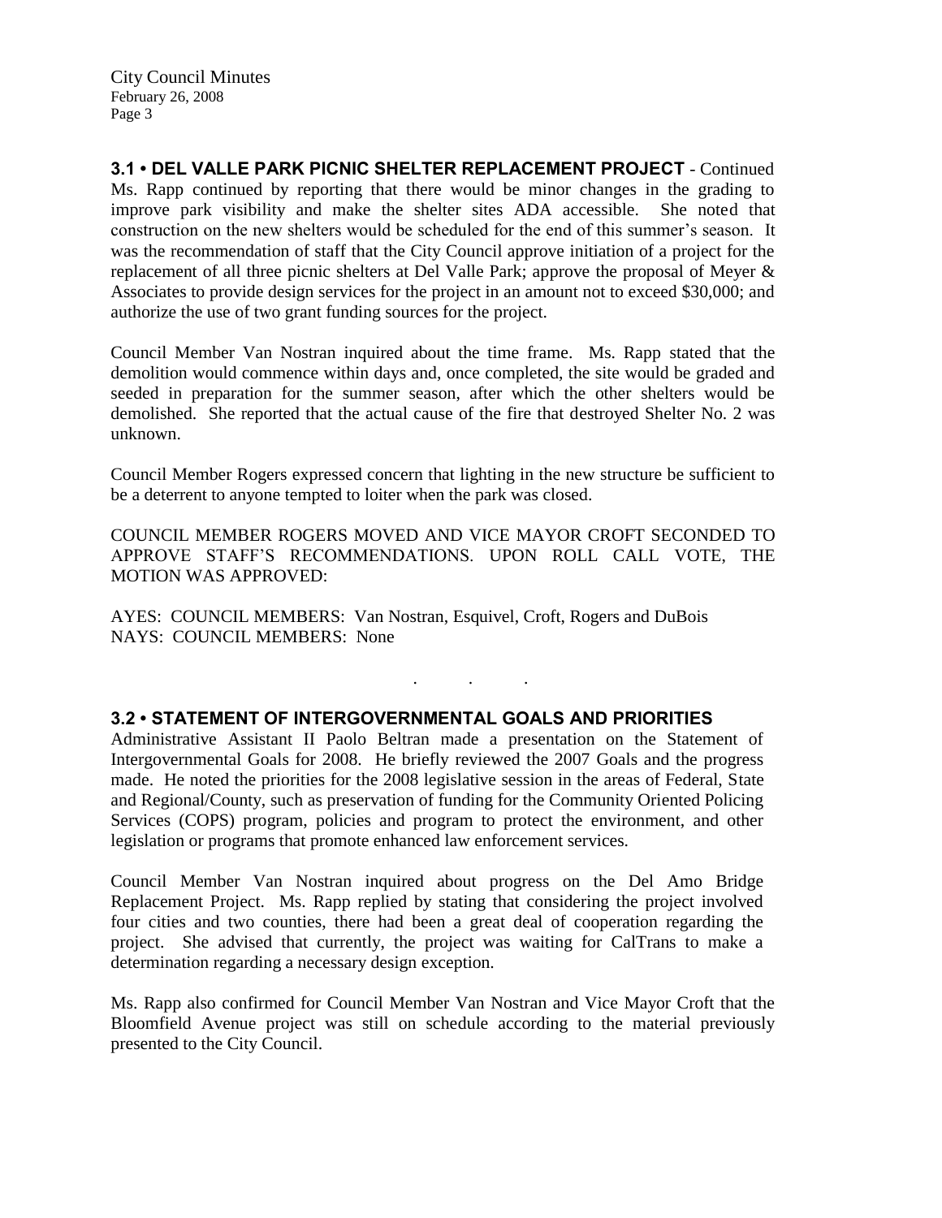**3.1 • DEL VALLE PARK PICNIC SHELTER REPLACEMENT PROJECT** - Continued

Ms. Rapp continued by reporting that there would be minor changes in the grading to improve park visibility and make the shelter sites ADA accessible. She noted that construction on the new shelters would be scheduled for the end of this summer's season. It was the recommendation of staff that the City Council approve initiation of a project for the replacement of all three picnic shelters at Del Valle Park; approve the proposal of Meyer & Associates to provide design services for the project in an amount not to exceed $30,000; and authorize the use of two grant funding sources for the project.

Council Member Van Nostran inquired about the time frame. Ms. Rapp stated that the demolition would commence within days and, once completed, the site would be graded and seeded in preparation for the summer season, after which the other shelters would be demolished. She reported that the actual cause of the fire that destroyed Shelter No. 2 was unknown.

Council Member Rogers expressed concern that lighting in the new structure be sufficient to be a deterrent to anyone tempted to loiter when the park was closed.

COUNCIL MEMBER ROGERS MOVED AND VICE MAYOR CROFT SECONDED TO APPROVE STAFF'S RECOMMENDATIONS. UPON ROLL CALL VOTE, THE MOTION WAS APPROVED:

AYES: COUNCIL MEMBERS: Van Nostran, Esquivel, Croft, Rogers and DuBois
NAYS: COUNCIL MEMBERS: None

. . .

**3.2 • STATEMENT OF INTERGOVERNMENTAL GOALS AND PRIORITIES**

Administrative Assistant II Paolo Beltran made a presentation on the Statement of Intergovernmental Goals for 2008. He briefly reviewed the 2007 Goals and the progress made. He noted the priorities for the 2008 legislative session in the areas of Federal, State and Regional/County, such as preservation of funding for the Community Oriented Policing Services (COPS) program, policies and program to protect the environment, and other legislation or programs that promote enhanced law enforcement services.

Council Member Van Nostran inquired about progress on the Del Amo Bridge Replacement Project. Ms. Rapp replied by stating that considering the project involved four cities and two counties, there had been a great deal of cooperation regarding the project. She advised that currently, the project was waiting for CalTrans to make a determination regarding a necessary design exception.

Ms. Rapp also confirmed for Council Member Van Nostran and Vice Mayor Croft that the Bloomfield Avenue project was still on schedule according to the material previously presented to the City Council.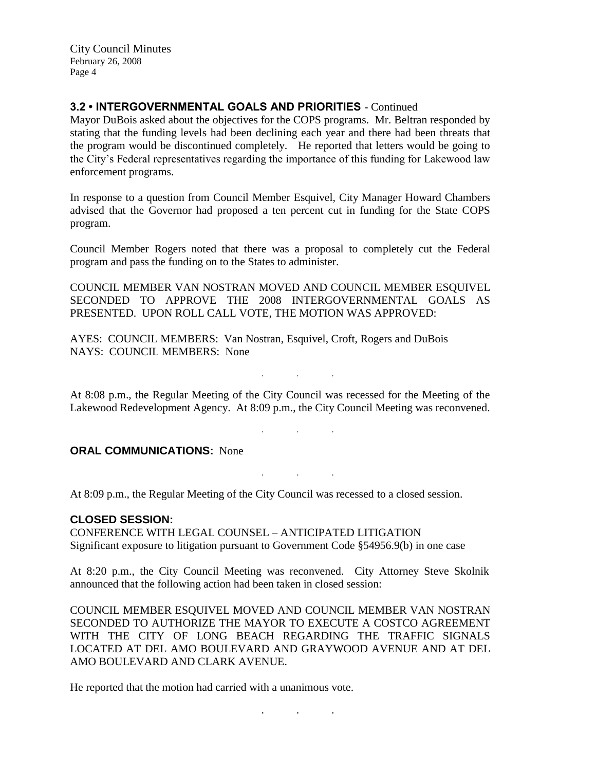**3.2 • INTERGOVERNMENTAL GOALS AND PRIORITIES** - Continued

Mayor DuBois asked about the objectives for the COPS programs. Mr. Beltran responded by stating that the funding levels had been declining each year and there had been threats that the program would be discontinued completely. He reported that letters would be going to the City's Federal representatives regarding the importance of this funding for Lakewood law enforcement programs.

In response to a question from Council Member Esquivel, City Manager Howard Chambers advised that the Governor had proposed a ten percent cut in funding for the State COPS program.

Council Member Rogers noted that there was a proposal to completely cut the Federal program and pass the funding on to the States to administer.

COUNCIL MEMBER VAN NOSTRAN MOVED AND COUNCIL MEMBER ESQUIVEL SECONDED TO APPROVE THE 2008 INTERGOVERNMENTAL GOALS AS PRESENTED. UPON ROLL CALL VOTE, THE MOTION WAS APPROVED:

AYES: COUNCIL MEMBERS: Van Nostran, Esquivel, Croft, Rogers and DuBois
NAYS: COUNCIL MEMBERS: None

. . .

At 8:08 p.m., the Regular Meeting of the City Council was recessed for the Meeting of the Lakewood Redevelopment Agency. At 8:09 p.m., the City Council Meeting was reconvened.

. . .

**ORAL COMMUNICATIONS:** None

. . .

At 8:09 p.m., the Regular Meeting of the City Council was recessed to a closed session.

**CLOSED SESSION:**

CONFERENCE WITH LEGAL COUNSEL – ANTICIPATED LITIGATION
Significant exposure to litigation pursuant to Government Code §54956.9(b) in one case

At 8:20 p.m., the City Council Meeting was reconvened. City Attorney Steve Skolnik announced that the following action had been taken in closed session:

COUNCIL MEMBER ESQUIVEL MOVED AND COUNCIL MEMBER VAN NOSTRAN SECONDED TO AUTHORIZE THE MAYOR TO EXECUTE A COSTCO AGREEMENT WITH THE CITY OF LONG BEACH REGARDING THE TRAFFIC SIGNALS LOCATED AT DEL AMO BOULEVARD AND GRAYWOOD AVENUE AND AT DEL AMO BOULEVARD AND CLARK AVENUE.

He reported that the motion had carried with a unanimous vote.

. . .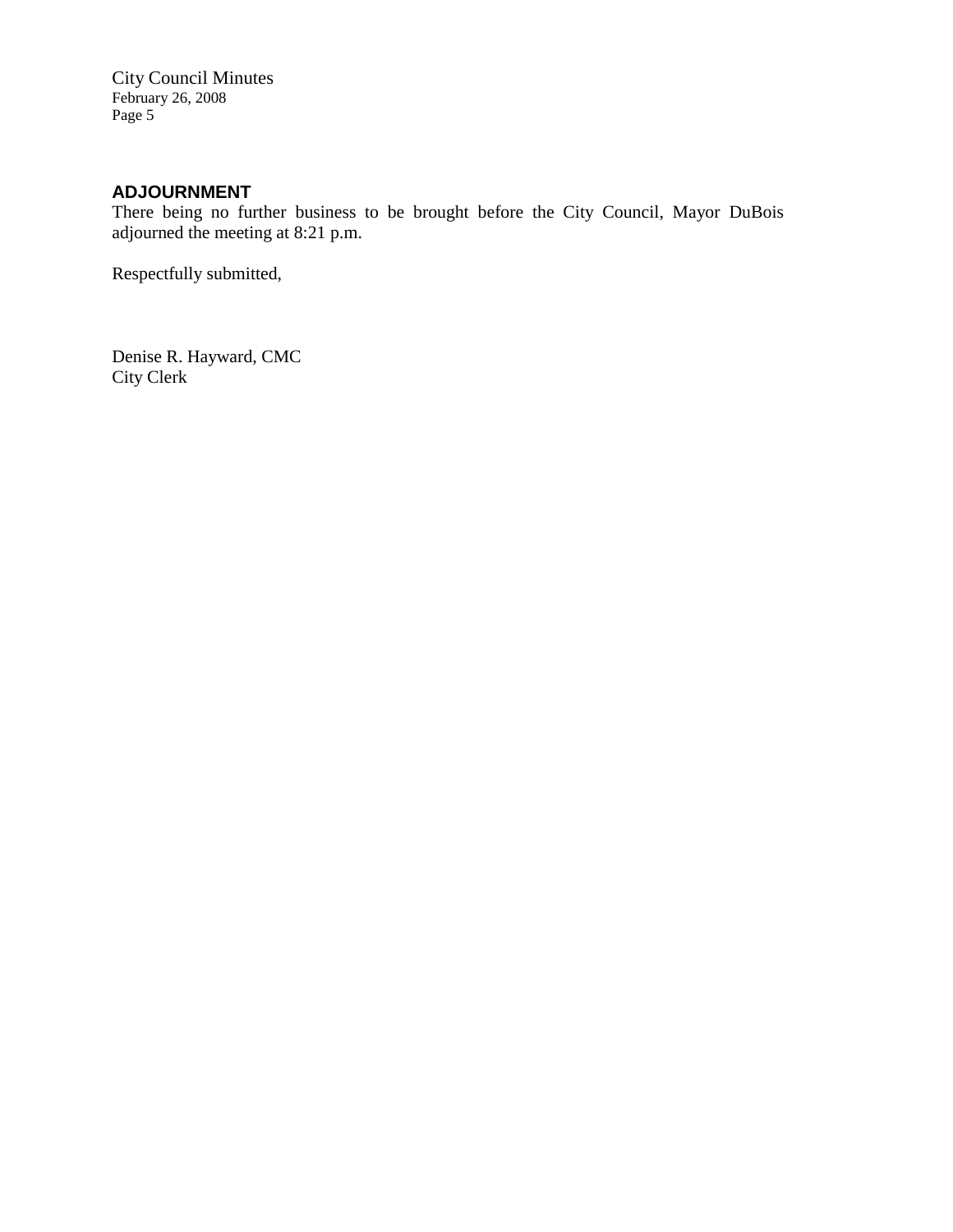## ADJOURNMENT

There being no further business to be brought before the City Council, Mayor DuBois adjourned the meeting at 8:21 p.m.

Respectfully submitted,

Denise R. Hayward, CMC
City Clerk